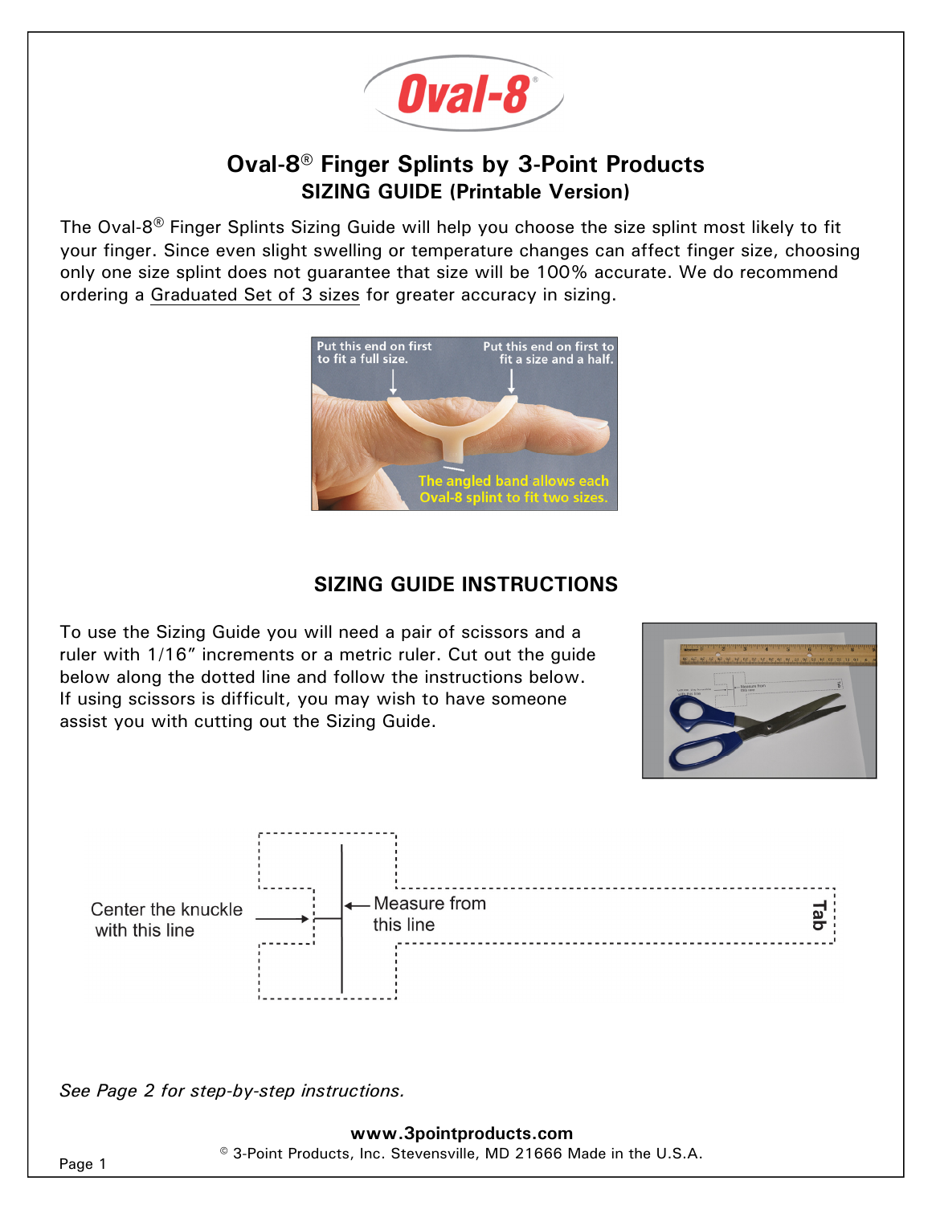# Oval-8® Finger Splints by 3-Point Products

## SIZING GUIDE (Printable Version)

The Oval-8® Finger Splints Sizing Guide will help you choose the size splint most likely to fit your finger. Since even slight swelling or temperature changes can affect finger size, choosing only one size splint does not guarantee that size will be 100% accurate. We do recommend ordering a Graduated Set of 3 sizes for greater accuracy in sizing.

Put this end on first to fit a full size.

Put this end on first to fit a size and a half.

The angled band allows each Oval-8 splint to fit two sizes.

## SIZING GUIDE INSTRUCTIONS

To use the Sizing Guide you will need a pair of scissors and a ruler with 1/16″ increments or a metric ruler. Cut out the guide below along the dotted line and follow the instructions below. If using scissors is difficult, you may wish to have someone assist you with cutting out the Sizing Guide.

Center the knuckle with this line

Measure from this line

Tab

*See Page 2 for step-by-step instructions.*

**www.3pointproducts.com**

© 3-Point Products, Inc. Stevensville, MD 21666 Made in the U.S.A.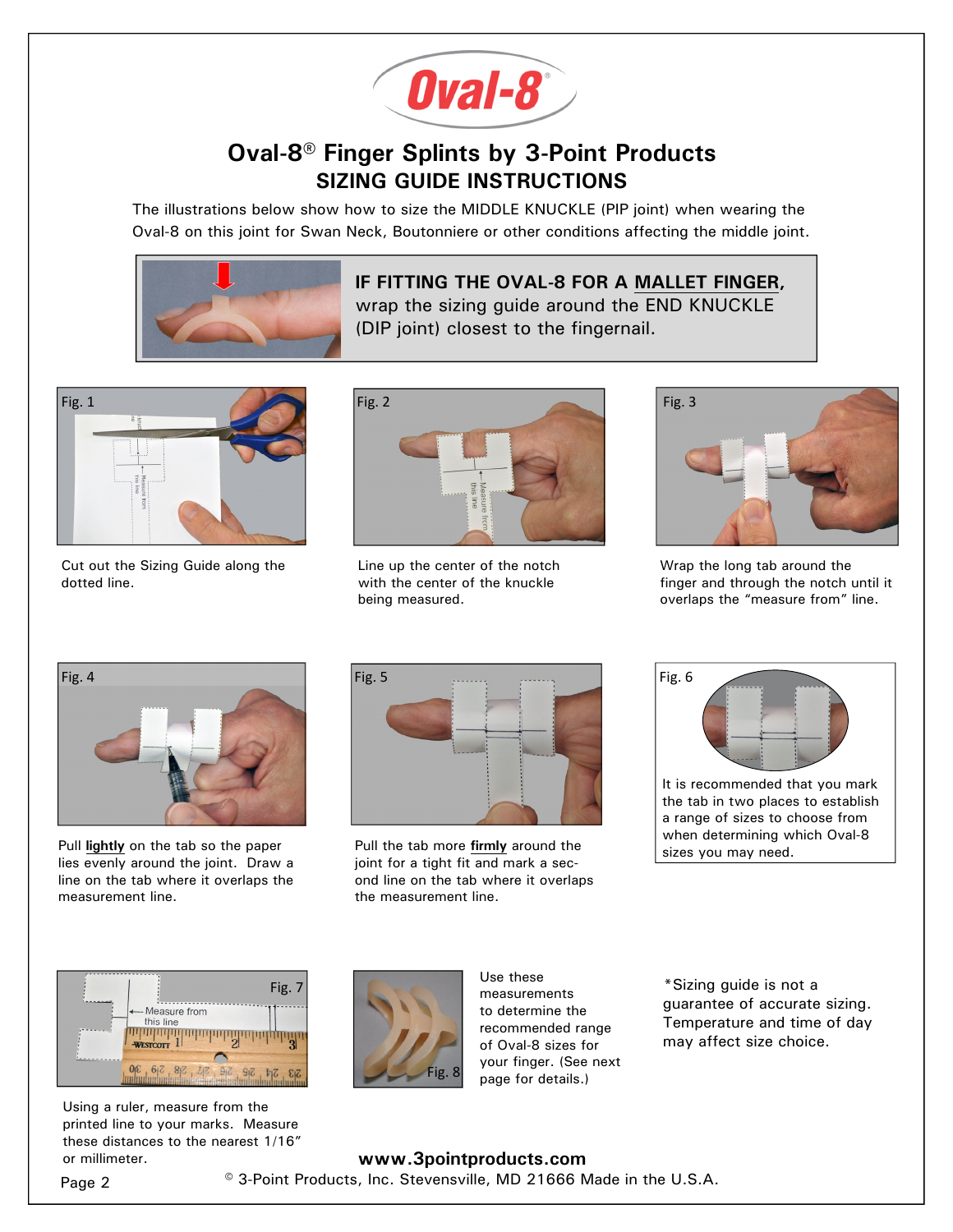Oval-8®

# Oval-8® Finger Splints by 3-Point Products

## SIZING GUIDE INSTRUCTIONS

The illustrations below show how to size the MIDDLE KNUCKLE (PIP joint) when wearing the Oval-8 on this joint for Swan Neck, Boutonniere or other conditions affecting the middle joint.

**IF FITTING THE OVAL-8 FOR A MALLET FINGER,** wrap the sizing guide around the END KNUCKLE (DIP joint) closest to the fingernail.

Fig. 1

Cut out the Sizing Guide along the dotted line.

Fig. 2

Line up the center of the notch with the center of the knuckle being measured.

Fig. 3

Wrap the long tab around the finger and through the notch until it overlaps the "measure from" line.

Fig. 4

Pull **lightly** on the tab so the paper lies evenly around the joint. Draw a line on the tab where it overlaps the measurement line.

Fig. 5

Pull the tab more **firmly** around the joint for a tight fit and mark a second line on the tab where it overlaps the measurement line.

Fig. 6

It is recommended that you mark the tab in two places to establish a range of sizes to choose from when determining which Oval-8 sizes you may need.

Fig. 7

Using a ruler, measure from the printed line to your marks. Measure these distances to the nearest 1/16" or millimeter.

Fig. 8

Use these measurements to determine the recommended range of Oval-8 sizes for your finger. (See next page for details.)

*Sizing guide is not a guarantee of accurate sizing. Temperature and time of day may affect size choice.

**www.3pointproducts.com**

© 3-Point Products, Inc. Stevensville, MD 21666 Made in the U.S.A.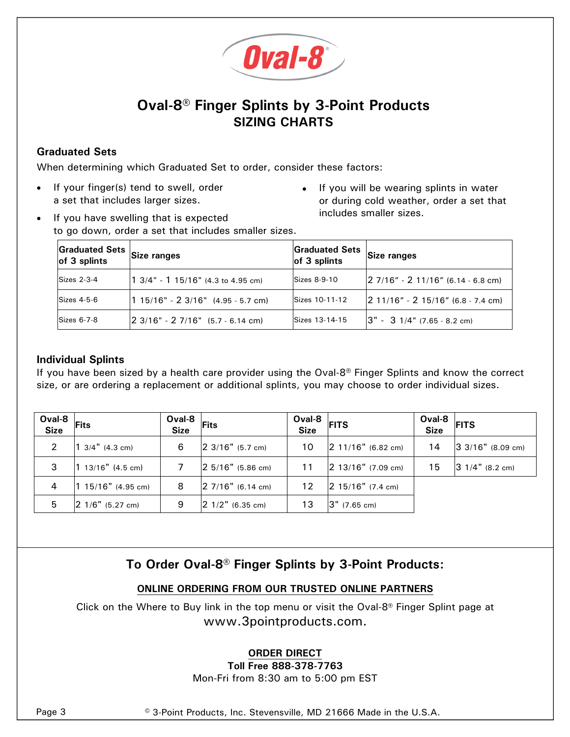Oval-8®

# Oval-8® Finger Splints by 3-Point Products

## SIZING CHARTS

### Graduated Sets

When determining which Graduated Set to order, consider these factors:

- If your finger(s) tend to swell, order a set that includes larger sizes.
- If you have swelling that is expected to go down, order a set that includes smaller sizes.
- If you will be wearing splints in water or during cold weather, order a set that includes smaller sizes.

| Graduated Sets of 3 splints | Size ranges | Graduated Sets of 3 splints | Size ranges |
|---|---|---|---|
| Sizes 2-3-4 | 1 3/4" - 1 15/16" (4.3 to 4.95 cm) | Sizes 8-9-10 | 2 7/16" - 2 11/16" (6.14 - 6.8 cm) |
| Sizes 4-5-6 | 1 15/16" - 2 3/16" (4.95 - 5.7 cm) | Sizes 10-11-12 | 2 11/16" - 2 15/16" (6.8 - 7.4 cm) |
| Sizes 6-7-8 | 2 3/16" - 2 7/16" (5.7 - 6.14 cm) | Sizes 13-14-15 | 3" - 3 1/4" (7.65 - 8.2 cm) |

### Individual Splints

If you have been sized by a health care provider using the Oval-8® Finger Splints and know the correct size, or are ordering a replacement or additional splints, you may choose to order individual sizes.

| Oval-8 Size | Fits | Oval-8 Size | Fits | Oval-8 Size | FITS | Oval-8 Size | FITS |
|---|---|---|---|---|---|---|---|
| 2 | 1 3/4" (4.3 cm) | 6 | 2 3/16" (5.7 cm) | 10 | 2 11/16" (6.82 cm) | 14 | 3 3/16" (8.09 cm) |
| 3 | 1 13/16" (4.5 cm) | 7 | 2 5/16" (5.86 cm) | 11 | 2 13/16" (7.09 cm) | 15 | 3 1/4" (8.2 cm) |
| 4 | 1 15/16" (4.95 cm) | 8 | 2 7/16" (6.14 cm) | 12 | 2 15/16" (7.4 cm) | | |
| 5 | 2 1/6" (5.27 cm) | 9 | 2 1/2" (6.35 cm) | 13 | 3" (7.65 cm) | | |

## To Order Oval-8® Finger Splints by 3-Point Products:

**ONLINE ORDERING FROM OUR TRUSTED ONLINE PARTNERS**

Click on the Where to Buy link in the top menu or visit the Oval-8® Finger Splint page at www.3pointproducts.com.

**ORDER DIRECT**

**Toll Free 888-378-7763**

Mon-Fri from 8:30 am to 5:00 pm EST

© 3-Point Products, Inc. Stevensville, MD 21666 Made in the U.S.A.